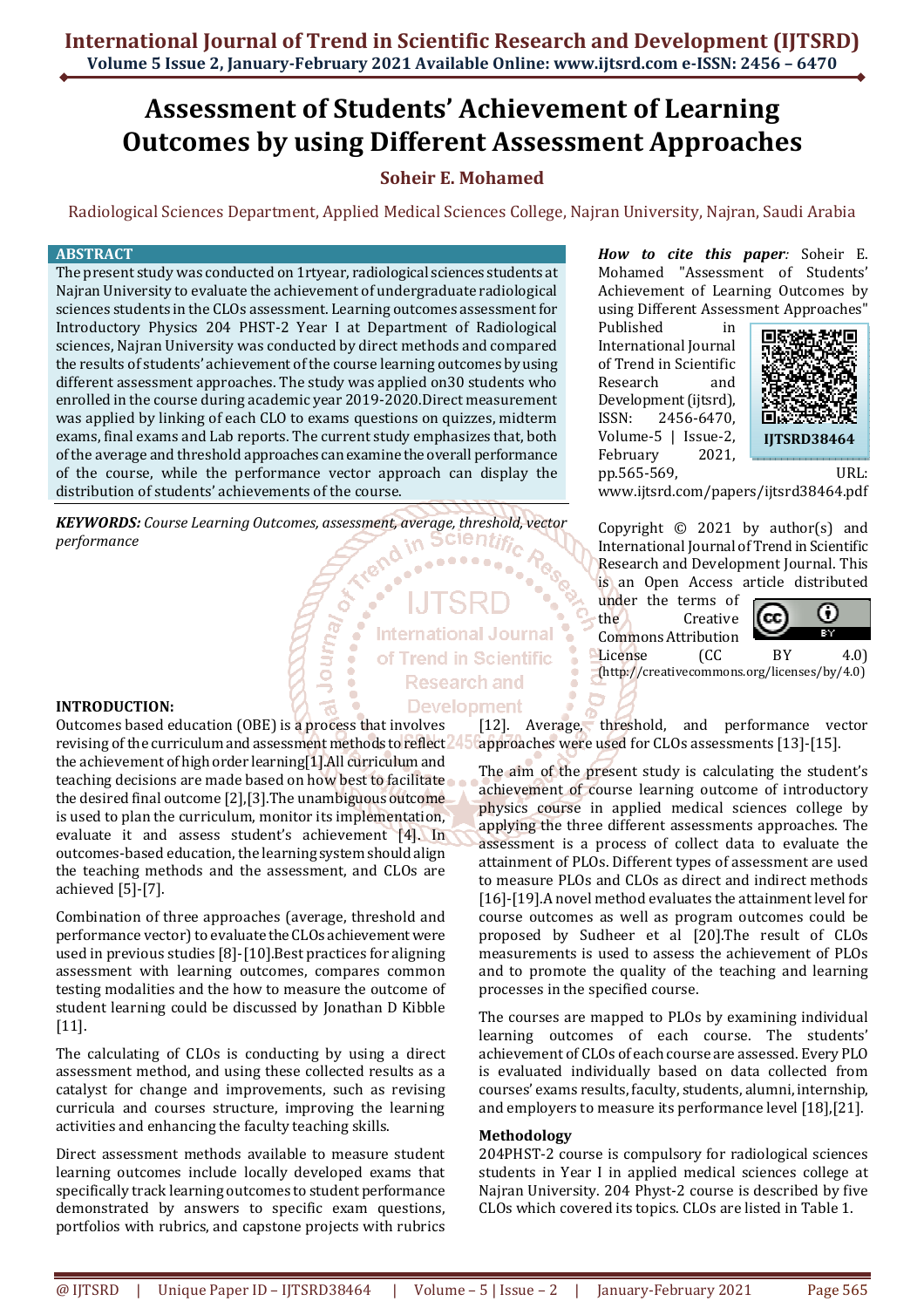# Assessment of Students' Achievement of Learning Outcomes by using Different Assessment Approaches

**Soheir E. Mohamed**

Radiological Sciences Department, Applied Medical Sciences College, Najran University, Najran, Saudi Arabia

## ABSTRACT

The present study was conducted on 1rtyear, radiological sciences students at Najran University to evaluate the achievement of undergraduate radiological sciences students in the CLOs assessment. Learning outcomes assessment for Introductory Physics 204 PHST-2 Year I at Department of Radiological sciences, Najran University was conducted by direct methods and compared the results of students' achievement of the course learning outcomes by using different assessment approaches. The study was applied on30 students who enrolled in the course during academic year 2019-2020.Direct measurement was applied by linking of each CLO to exams questions on quizzes, midterm exams, final exams and Lab reports. The current study emphasizes that, both of the average and threshold approaches can examine the overall performance of the course, while the performance vector approach can display the distribution of students' achievements of the course.

***KEYWORDS:*** *Course Learning Outcomes, assessment, average, threshold, vector performance*

***How to cite this paper:*** Soheir E. Mohamed "Assessment of Students' Achievement of Learning Outcomes by using Different Assessment Approaches" Published in International Journal of Trend in Scientific Research and Development (ijtsrd), ISSN: 2456-6470, Volume-5 | Issue-2, February 2021, pp.565-569, URL: www.ijtsrd.com/papers/ijtsrd38464.pdf

IJTSRD38464

Copyright © 2021 by author(s) and International Journal of Trend in Scientific Research and Development Journal. This is an Open Access article distributed under the terms of the Creative Commons Attribution License (CC BY 4.0) (http://creativecommons.org/licenses/by/4.0)

## INTRODUCTION:

Outcomes based education (OBE) is a process that involves revising of the curriculum and assessment methods to reflect the achievement of high order learning[1].All curriculum and teaching decisions are made based on how best to facilitate the desired final outcome [2],[3].The unambiguous outcome is used to plan the curriculum, monitor its implementation, evaluate it and assess student's achievement [4]. In outcomes-based education, the learning system should align the teaching methods and the assessment, and CLOs are achieved [5]-[7].

Combination of three approaches (average, threshold and performance vector) to evaluate the CLOs achievement were used in previous studies [8]-[10].Best practices for aligning assessment with learning outcomes, compares common testing modalities and the how to measure the outcome of student learning could be discussed by Jonathan D Kibble [11].

The calculating of CLOs is conducting by using a direct assessment method, and using these collected results as a catalyst for change and improvements, such as revising curricula and courses structure, improving the learning activities and enhancing the faculty teaching skills.

Direct assessment methods available to measure student learning outcomes include locally developed exams that specifically track learning outcomes to student performance demonstrated by answers to specific exam questions, portfolios with rubrics, and capstone projects with rubrics [12]. Average, threshold, and performance vector approaches were used for CLOs assessments [13]-[15].

The aim of the present study is calculating the student's achievement of course learning outcome of introductory physics course in applied medical sciences college by applying the three different assessments approaches. The assessment is a process of collect data to evaluate the attainment of PLOs. Different types of assessment are used to measure PLOs and CLOs as direct and indirect methods [16]-[19].A novel method evaluates the attainment level for course outcomes as well as program outcomes could be proposed by Sudheer et al [20].The result of CLOs measurements is used to assess the achievement of PLOs and to promote the quality of the teaching and learning processes in the specified course.

The courses are mapped to PLOs by examining individual learning outcomes of each course. The students' achievement of CLOs of each course are assessed. Every PLO is evaluated individually based on data collected from courses' exams results, faculty, students, alumni, internship, and employers to measure its performance level [18],[21].

### Methodology

204PHST-2 course is compulsory for radiological sciences students in Year I in applied medical sciences college at Najran University. 204 Physt-2 course is described by five CLOs which covered its topics. CLOs are listed in Table 1.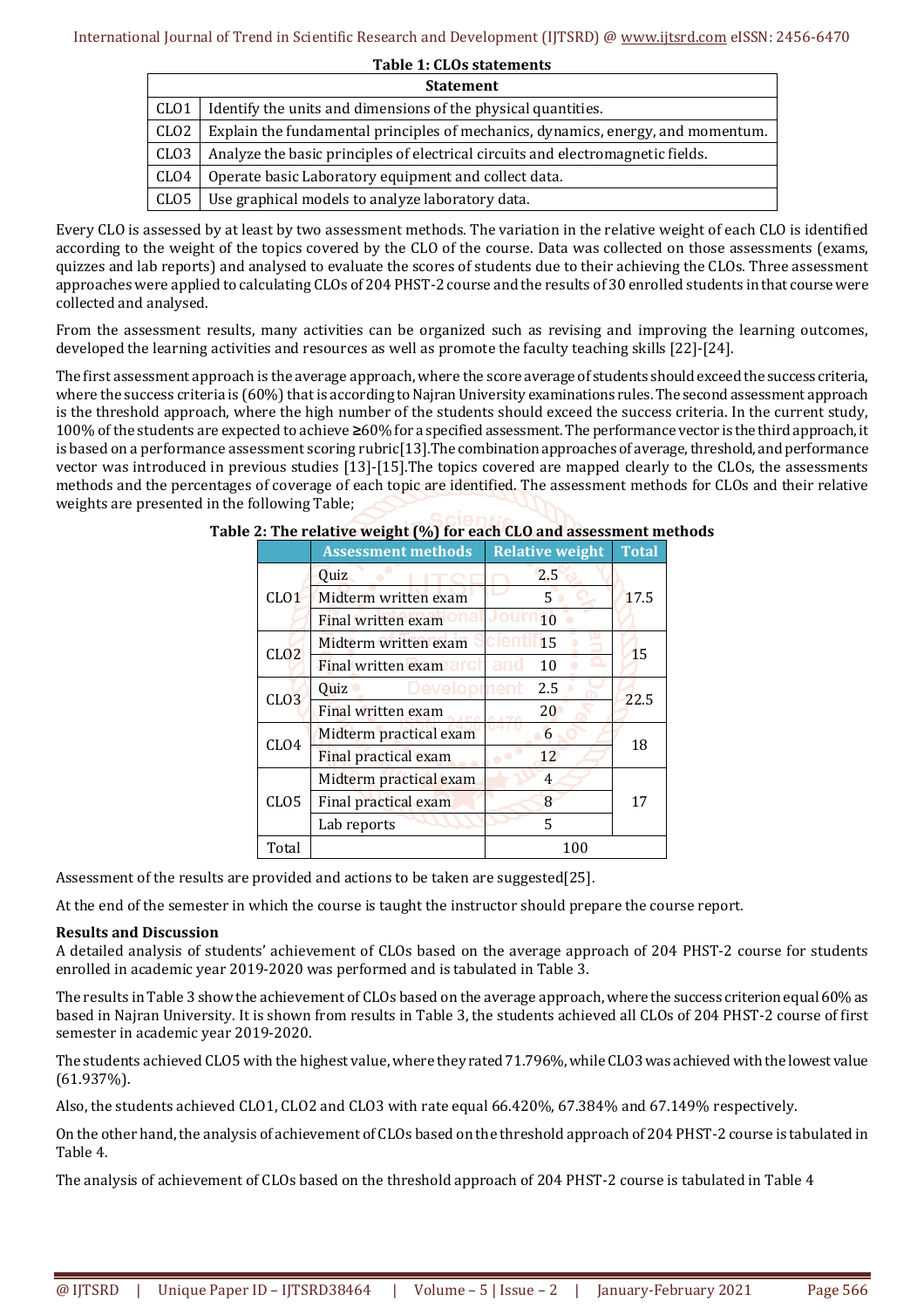**Table 1: CLOs statements**

| | Statement |
|---|---|
| CLO1 | Identify the units and dimensions of the physical quantities. |
| CLO2 | Explain the fundamental principles of mechanics, dynamics, energy, and momentum. |
| CLO3 | Analyze the basic principles of electrical circuits and electromagnetic fields. |
| CLO4 | Operate basic Laboratory equipment and collect data. |
| CLO5 | Use graphical models to analyze laboratory data. |

Every CLO is assessed by at least by two assessment methods. The variation in the relative weight of each CLO is identified according to the weight of the topics covered by the CLO of the course. Data was collected on those assessments (exams, quizzes and lab reports) and analysed to evaluate the scores of students due to their achieving the CLOs. Three assessment approaches were applied to calculating CLOs of 204 PHST-2 course and the results of 30 enrolled students in that course were collected and analysed.

From the assessment results, many activities can be organized such as revising and improving the learning outcomes, developed the learning activities and resources as well as promote the faculty teaching skills [22]-[24].

The first assessment approach is the average approach, where the score average of students should exceed the success criteria, where the success criteria is (60%) that is according to Najran University examinations rules. The second assessment approach is the threshold approach, where the high number of the students should exceed the success criteria. In the current study, 100% of the students are expected to achieve ≥60% for a specified assessment. The performance vector is the third approach, it is based on a performance assessment scoring rubric[13]. The combination approaches of average, threshold, and performance vector was introduced in previous studies [13]-[15]. The topics covered are mapped clearly to the CLOs, the assessments methods and the percentages of coverage of each topic are identified. The assessment methods for the CLOs and their relative weights are presented in the following Table;

**Table 2: The relative weight (%) for each CLO and assessment methods**

| | Assessment methods | Relative weight | Total |
|---|---|---|---|
| CLO1 | Quiz | 2.5 | 17.5 |
| | Midterm written exam | 5 | |
| | Final written exam | 10 | |
| CLO2 | Midterm written exam | 15 | 15 |
| | Final written exam | 10 | |
| CLO3 | Quiz | 2.5 | 22.5 |
| | Final written exam | 20 | |
| CLO4 | Midterm practical exam | 6 | 18 |
| | Final practical exam | 12 | |
| CLO5 | Midterm practical exam | 4 | 17 |
| | Final practical exam | 8 | |
| | Lab reports | 5 | |
| Total | | 100 | |

Assessment of the results are provided and actions to be taken are suggested[25].

At the end of the semester in which the course is taught the instructor should prepare the course report.

**Results and Discussion**

A detailed analysis of students' achievement of CLOs based on the average approach of 204 PHST-2 course for students enrolled in academic year 2019-2020 was performed and is tabulated in Table 3.

The results in Table 3 show the achievement of CLOs based on the average approach, where the success criterion equal 60% as based in Najran University. It is shown from results in Table 3, the students achieved all CLOs of 204 PHST-2 course of first semester in academic year 2019-2020.

The students achieved CLO5 with the highest value, where they rated 71.796%, while CLO3 was achieved with the lowest value (61.937%).

Also, the students achieved CLO1, CLO2 and CLO3 with rate equal 66.420%, 67.384% and 67.149% respectively.

On the other hand, the analysis of achievement of CLOs based on the threshold approach of 204 PHST-2 course is tabulated in Table 4.

The analysis of achievement of CLOs based on the threshold approach of 204 PHST-2 course is tabulated in Table 4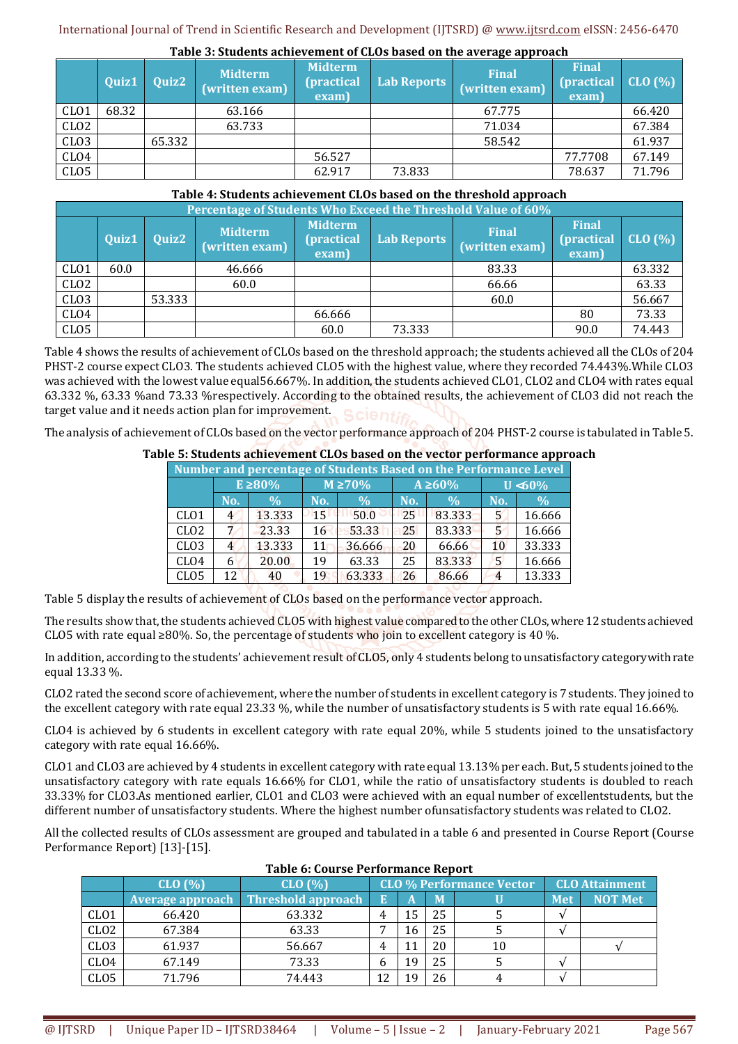**Table 3: Students achievement of CLOs based on the average approach**

| | Quiz1 | Quiz2 | Midterm (written exam) | Midterm (practical exam) | Lab Reports | Final (written exam) | Final (practical exam) | CLO (%) |
|---|---|---|---|---|---|---|---|---|
| CLO1 | 68.32 | | 63.166 | | | 67.775 | | 66.420 |
| CLO2 | | | 63.733 | | | 71.034 | | 67.384 |
| CLO3 | | 65.332 | | | | 58.542 | | 61.937 |
| CLO4 | | | | 56.527 | | | 77.7708 | 67.149 |
| CLO5 | | | | 62.917 | 73.833 | | 78.637 | 71.796 |

**Table 4: Students achievement CLOs based on the threshold approach**

| Percentage of Students Who Exceed the Threshold Value of 60% | | | | | | | | |
|---|---|---|---|---|---|---|---|---|
| | Quiz1 | Quiz2 | Midterm (written exam) | Midterm (practical exam) | Lab Reports | Final (written exam) | Final (practical exam) | CLO (%) |
| CLO1 | 60.0 | | 46.666 | | | 83.33 | | 63.332 |
| CLO2 | | | 60.0 | | | 66.66 | | 63.33 |
| CLO3 | | 53.333 | | | | 60.0 | | 56.667 |
| CLO4 | | | | 66.666 | | | 80 | 73.33 |
| CLO5 | | | | 60.0 | 73.333 | | 90.0 | 74.443 |

Table 4 shows the results of achievement of CLOs based on the threshold approach; the students achieved all the CLOs of 204 PHST-2 course expect CLO3. The students achieved CLO5 with the highest value, where they recorded 74.443%.While CLO3 was achieved with the lowest value equal56.667%. In addition, the students achieved CLO1, CLO2 and CLO4 with rates equal 63.332 %, 63.33 %and 73.33 %respectively. According to the obtained results, the achievement of CLO3 did not reach the target value and it needs action plan for improvement.

The analysis of achievement of CLOs based on the vector performance approach of 204 PHST-2 course is tabulated in Table 5.

**Table 5: Students achievement CLOs based on the vector performance approach**

| Number and percentage of Students Based on the Performance Level | | | | | | | | |
|---|---|---|---|---|---|---|---|---|
| | E ≥80% | | M ≥70% | | A ≥60% | | U <60% | |
| | No. | % | No. | % | No. | % | No. | % |
| CLO1 | 4 | 13.333 | 15 | 50.0 | 25 | 83.333 | 5 | 16.666 |
| CLO2 | 7 | 23.33 | 16 | 53.33 | 25 | 83.333 | 5 | 16.666 |
| CLO3 | 4 | 13.333 | 11 | 36.666 | 20 | 66.66 | 10 | 33.333 |
| CLO4 | 6 | 20.00 | 19 | 63.33 | 25 | 83.333 | 5 | 16.666 |
| CLO5 | 12 | 40 | 19 | 63.333 | 26 | 86.66 | 4 | 13.333 |

Table 5 display the results of achievement of CLOs based on the performance vector approach.

The results show that, the students achieved CLO5 with highest value compared to the other CLOs, where 12 students achieved CLO5 with rate equal ≥80%. So, the percentage of students who join to excellent category is 40 %.

In addition, according to the students' achievement result of CLO5, only 4 students belong to unsatisfactory categorywith rate equal 13.33 %.

CLO2 rated the second score of achievement, where the number of students in excellent category is 7 students. They joined to the excellent category with rate equal 23.33 %, while the number of unsatisfactory students is 5 with rate equal 16.66%.

CLO4 is achieved by 6 students in excellent category with rate equal 20%, while 5 students joined to the unsatisfactory category with rate equal 16.66%.

CLO1 and CLO3 are achieved by 4 students in excellent category with rate equal 13.13% per each. But, 5 students joined to the unsatisfactory category with rate equals 16.66% for CLO1, while the ratio of unsatisfactory students is doubled to reach 33.33% for CLO3.As mentioned earlier, CLO1 and CLO3 were achieved with an equal number of excellentstudents, but the different number of unsatisfactory students. Where the highest number ofunsatisfactory students was related to CLO2.

All the collected results of CLOs assessment are grouped and tabulated in a table 6 and presented in Course Report (Course Performance Report) [13]-[15].

**Table 6: Course Performance Report**

| | CLO (%) | CLO (%) | CLO % Performance Vector | | | | CLO Attainment | |
|---|---|---|---|---|---|---|---|---|
| | Average approach | Threshold approach | E | A | M | U | Met | NOT Met |
| CLO1 | 66.420 | 63.332 | 4 | 15 | 25 | 5 | √ | |
| CLO2 | 67.384 | 63.33 | 7 | 16 | 25 | 5 | √ | |
| CLO3 | 61.937 | 56.667 | 4 | 11 | 20 | 10 | | √ |
| CLO4 | 67.149 | 73.33 | 6 | 19 | 25 | 5 | √ | |
| CLO5 | 71.796 | 74.443 | 12 | 19 | 26 | 4 | √ | |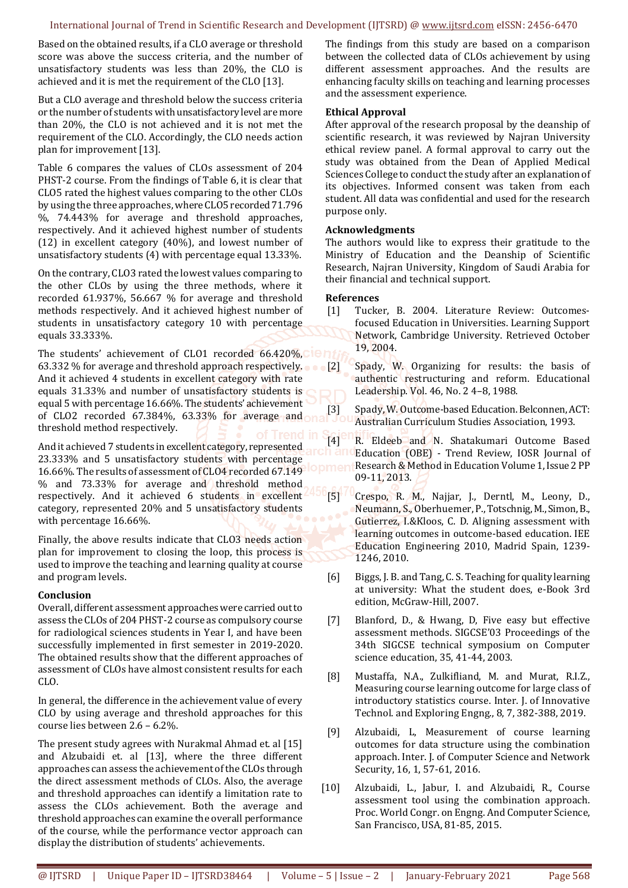Based on the obtained results, if a CLO average or threshold score was above the success criteria, and the number of unsatisfactory students was less than 20%, the CLO is achieved and it is met the requirement of the CLO [13].

But a CLO average and threshold below the success criteria or the number of students with unsatisfactory level are more than 20%, the CLO is not achieved and it is not met the requirement of the CLO. Accordingly, the CLO needs action plan for improvement [13].

Table 6 compares the values of CLOs assessment of 204 PHST-2 course. From the findings of Table 6, it is clear that CLO5 rated the highest values comparing to the other CLOs by using the three approaches, where CLO5 recorded 71.796 %, 74.443% for average and threshold approaches, respectively. And it achieved highest number of students (12) in excellent category (40%), and lowest number of unsatisfactory students (4) with percentage equal 13.33%.

On the contrary, CLO3 rated the lowest values comparing to the other CLOs by using the three methods, where it recorded 61.937%, 56.667 % for average and threshold methods respectively. And it achieved highest number of students in unsatisfactory category 10 with percentage equals 33.333%.

The students' achievement of CLO1 recorded 66.420%, 63.332 % for average and threshold approach respectively. And it achieved 4 students in excellent category with rate equals 31.33% and number of unsatisfactory students is equal 5 with percentage 16.66%. The students' achievement of CLO2 recorded 67.384%, 63.33% for average and threshold method respectively.

And it achieved 7 students in excellent category, represented 23.333% and 5 unsatisfactory students with percentage 16.66%. The results of assessment of CLO4 recorded 67.149 % and 73.33% for average and threshold method respectively. And it achieved 6 students in excellent category, represented 20% and 5 unsatisfactory students with percentage 16.66%.

Finally, the above results indicate that CLO3 needs action plan for improvement to closing the loop, this process is used to improve the teaching and learning quality at course and program levels.

## Conclusion

Overall, different assessment approaches were carried out to assess the CLOs of 204 PHST-2 course as compulsory course for radiological sciences students in Year I, and have been successfully implemented in first semester in 2019-2020. The obtained results show that the different approaches of assessment of CLOs have almost consistent results for each CLO.

In general, the difference in the achievement value of every CLO by using average and threshold approaches for this course lies between 2.6 – 6.2%.

The present study agrees with Nurakmal Ahmad et. al [15] and Alzubaidi et. al [13], where the three different approaches can assess the achievement of the CLOs through the direct assessment methods of CLOs. Also, the average and threshold approaches can identify a limitation rate to assess the CLOs achievement. Both the average and threshold approaches can examine the overall performance of the course, while the performance vector approach can display the distribution of students' achievements.

The findings from this study are based on a comparison between the collected data of CLOs achievement by using different assessment approaches. And the results are enhancing faculty skills on teaching and learning processes and the assessment experience.

## Ethical Approval

After approval of the research proposal by the deanship of scientific research, it was reviewed by Najran University ethical review panel. A formal approval to carry out the study was obtained from the Dean of Applied Medical Sciences College to conduct the study after an explanation of its objectives. Informed consent was taken from each student. All data was confidential and used for the research purpose only.

## Acknowledgments

The authors would like to express their gratitude to the Ministry of Education and the Deanship of Scientific Research, Najran University, Kingdom of Saudi Arabia for their financial and technical support.

## References

[1] Tucker, B. 2004. Literature Review: Outcomes-focused Education in Universities. Learning Support Network, Cambridge University. Retrieved October 19, 2004.

[2] Spady, W. Organizing for results: the basis of authentic restructuring and reform. Educational Leadership. Vol. 46, No. 2 4–8, 1988.

[3] Spady, W. Outcome-based Education. Belconnen, ACT: Australian Curriculum Studies Association, 1993.

[4] R. Eldeeb and N. Shatakumari Outcome Based Education (OBE) - Trend Review, IOSR Journal of Research & Method in Education Volume 1, Issue 2 PP 09-11, 2013.

[5] Crespo, R. M., Najjar, J., Derntl, M., Leony, D., Neumann, S., Oberhuemer, P., Totschnig, M., Simon, B., Gutierrez, I.&Kloos, C. D. Aligning assessment with learning outcomes in outcome-based education. IEE Education Engineering 2010, Madrid Spain, 1239-1246, 2010.

[6] Biggs, J. B. and Tang, C. S. Teaching for quality learning at university: What the student does, e-Book 3rd edition, McGraw-Hill, 2007.

[7] Blanford, D., & Hwang, D, Five easy but effective assessment methods. SIGCSE'03 Proceedings of the 34th SIGCSE technical symposium on Computer science education, 35, 41-44, 2003.

[8] Mustaffa, N.A., Zulkifliand, M. and Murat, R.I.Z., Measuring course learning outcome for large class of introductory statistics course. Inter. J. of Innovative Technol. and Exploring Engng., 8, 7, 382-388, 2019.

[9] Alzubaidi, L, Measurement of course learning outcomes for data structure using the combination approach. Inter. J. of Computer Science and Network Security, 16, 1, 57-61, 2016.

[10] Alzubaidi, L., Jabur, I. and Alzubaidi, R., Course assessment tool using the combination approach. Proc. World Congr. on Engng. And Computer Science, San Francisco, USA, 81-85, 2015.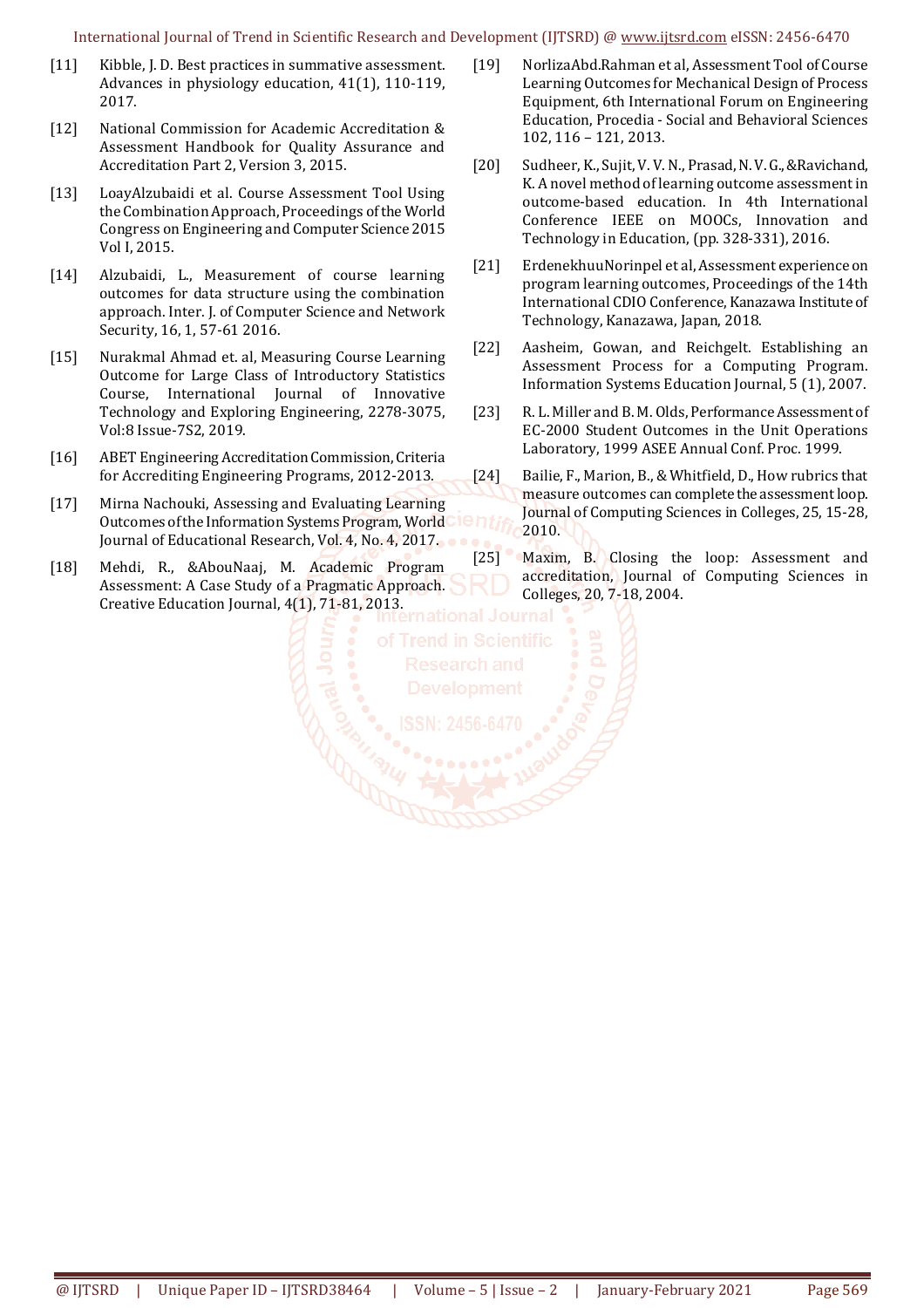[11] Kibble, J. D. Best practices in summative assessment. Advances in physiology education, 41(1), 110-119, 2017.

[12] National Commission for Academic Accreditation & Assessment Handbook for Quality Assurance and Accreditation Part 2, Version 3, 2015.

[13] LoayAlzubaidi et al. Course Assessment Tool Using the Combination Approach, Proceedings of the World Congress on Engineering and Computer Science 2015 Vol I, 2015.

[14] Alzubaidi, L., Measurement of course learning outcomes for data structure using the combination approach. Inter. J. of Computer Science and Network Security, 16, 1, 57-61 2016.

[15] Nurakmal Ahmad et. al, Measuring Course Learning Outcome for Large Class of Introductory Statistics Course, International Journal of Innovative Technology and Exploring Engineering, 2278-3075, Vol:8 Issue-7S2, 2019.

[16] ABET Engineering Accreditation Commission, Criteria for Accrediting Engineering Programs, 2012-2013.

[17] Mirna Nachouki, Assessing and Evaluating Learning Outcomes of the Information Systems Program, World Journal of Educational Research, Vol. 4, No. 4, 2017.

[18] Mehdi, R., &AbouNaaj, M. Academic Program Assessment: A Case Study of a Pragmatic Approach. Creative Education Journal, 4(1), 71-81, 2013.

[19] NorlizaAbd.Rahman et al, Assessment Tool of Course Learning Outcomes for Mechanical Design of Process Equipment, 6th International Forum on Engineering Education, Procedia - Social and Behavioral Sciences 102, 116 – 121, 2013.

[20] Sudheer, K., Sujit, V. V. N., Prasad, N. V. G., &Ravichand, K. A novel method of learning outcome assessment in outcome-based education. In 4th International Conference IEEE on MOOCs, Innovation and Technology in Education, (pp. 328-331), 2016.

[21] ErdenekhuuNorinpel et al, Assessment experience on program learning outcomes, Proceedings of the 14th International CDIO Conference, Kanazawa Institute of Technology, Kanazawa, Japan, 2018.

[22] Aasheim, Gowan, and Reichgelt. Establishing an Assessment Process for a Computing Program. Information Systems Education Journal, 5 (1), 2007.

[23] R. L. Miller and B. M. Olds, Performance Assessment of EC-2000 Student Outcomes in the Unit Operations Laboratory, 1999 ASEE Annual Conf. Proc. 1999.

[24] Bailie, F., Marion, B., & Whitfield, D., How rubrics that measure outcomes can complete the assessment loop. Journal of Computing Sciences in Colleges, 25, 15-28, 2010.

[25] Maxim, B. Closing the loop: Assessment and accreditation, Journal of Computing Sciences in Colleges, 20, 7-18, 2004.